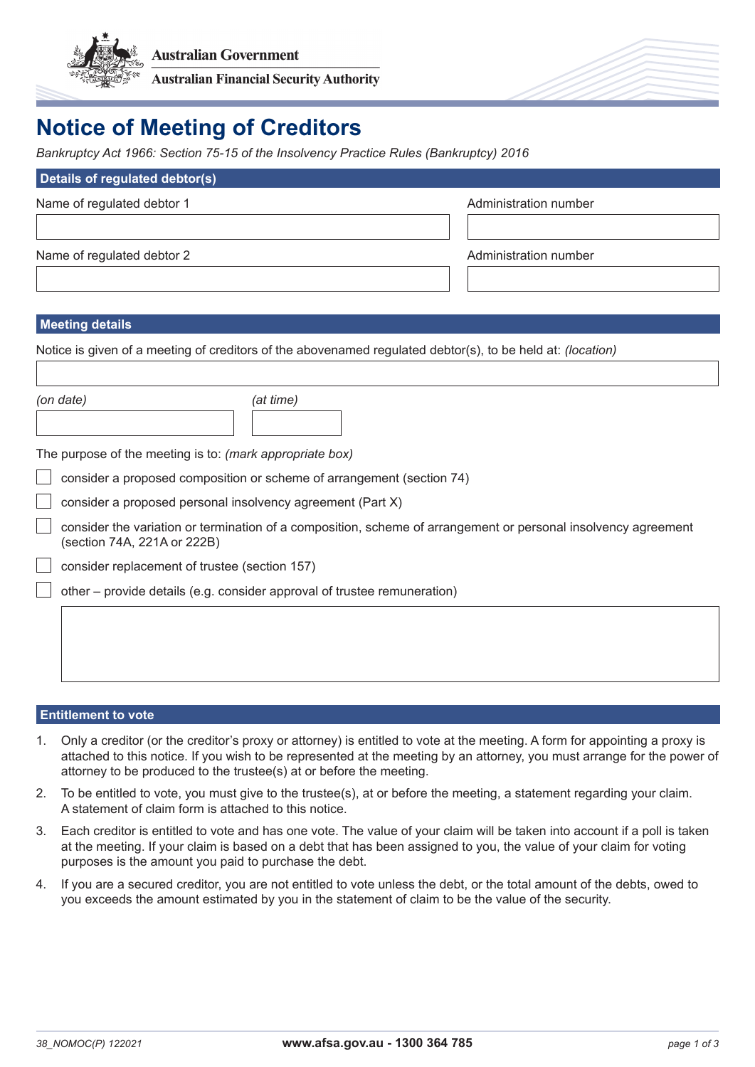Australian Government
Australian Financial Security Authority

# Notice of Meeting of Creditors

*Bankruptcy Act 1966: Section 75-15 of the Insolvency Practice Rules (Bankruptcy) 2016*

## Details of regulated debtor(s)

| Name of regulated debtor 1 | Administration number |
| --- | --- |
| | |

| Name of regulated debtor 2 | Administration number |
| --- | --- |
| | |

## Meeting details

Notice is given of a meeting of creditors of the abovenamed regulated debtor(s), to be held at: *(location)*

| *(on date)* | *(at time)* |
| --- | --- |
| | |

The purpose of the meeting is to: *(mark appropriate box)*

- ☐ consider a proposed composition or scheme of arrangement (section 74)
- ☐ consider a proposed personal insolvency agreement (Part X)
- ☐ consider the variation or termination of a composition, scheme of arrangement or personal insolvency agreement (section 74A, 221A or 222B)
- ☐ consider replacement of trustee (section 157)
- ☐ other – provide details (e.g. consider approval of trustee remuneration)

## Entitlement to vote

1. Only a creditor (or the creditor's proxy or attorney) is entitled to vote at the meeting. A form for appointing a proxy is attached to this notice. If you wish to be represented at the meeting by an attorney, you must arrange for the power of attorney to be produced to the trustee(s) at or before the meeting.
2. To be entitled to vote, you must give to the trustee(s), at or before the meeting, a statement regarding your claim. A statement of claim form is attached to this notice.
3. Each creditor is entitled to vote and has one vote. The value of your claim will be taken into account if a poll is taken at the meeting. If your claim is based on a debt that has been assigned to you, the value of your claim for voting purposes is the amount you paid to purchase the debt.
4. If you are a secured creditor, you are not entitled to vote unless the debt, or the total amount of the debts, owed to you exceeds the amount estimated by you in the statement of claim to be the value of the security.

38_NOMOC(P) 122021 **www.afsa.gov.au - 1300 364 785**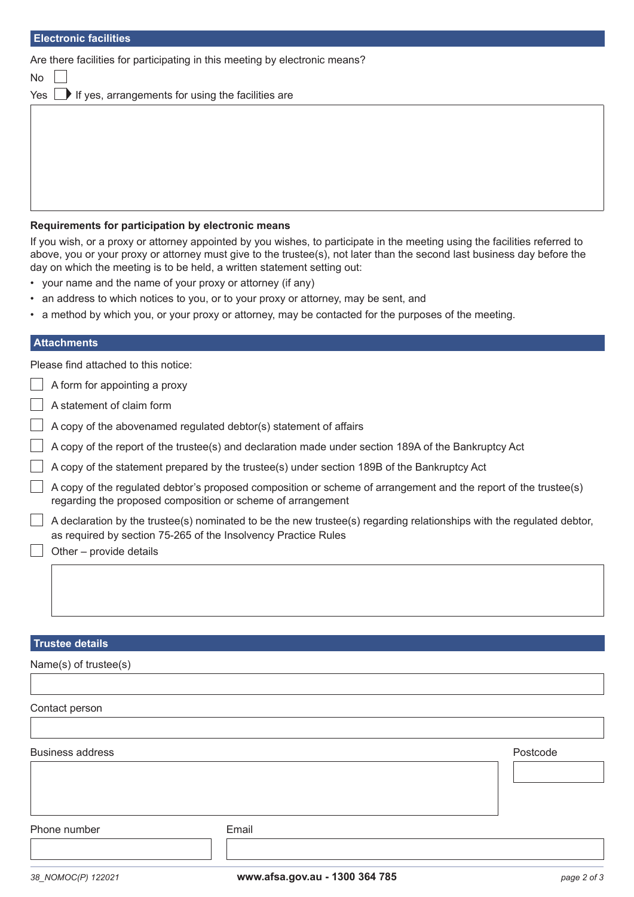## Electronic facilities

Are there facilities for participating in this meeting by electronic means?

- [ ] No
- [ ] Yes ▶ If yes, arrangements for using the facilities are

### Requirements for participation by electronic means

If you wish, or a proxy or attorney appointed by you wishes, to participate in the meeting using the facilities referred to above, you or your proxy or attorney must give to the trustee(s), not later than the second last business day before the day on which the meeting is to be held, a written statement setting out:

- your name and the name of your proxy or attorney (if any)
- an address to which notices to you, or to your proxy or attorney, may be sent, and
- a method by which you, or your proxy or attorney, may be contacted for the purposes of the meeting.

## Attachments

Please find attached to this notice:

- [ ] A form for appointing a proxy
- [ ] A statement of claim form
- [ ] A copy of the abovenamed regulated debtor(s) statement of affairs
- [ ] A copy of the report of the trustee(s) and declaration made under section 189A of the Bankruptcy Act
- [ ] A copy of the statement prepared by the trustee(s) under section 189B of the Bankruptcy Act
- [ ] A copy of the regulated debtor's proposed composition or scheme of arrangement and the report of the trustee(s) regarding the proposed composition or scheme of arrangement
- [ ] A declaration by the trustee(s) nominated to be the new trustee(s) regarding relationships with the regulated debtor, as required by section 75-265 of the Insolvency Practice Rules
- [ ] Other – provide details

## Trustee details

Name(s) of trustee(s)

Contact person

Business address

Postcode

Phone number

Email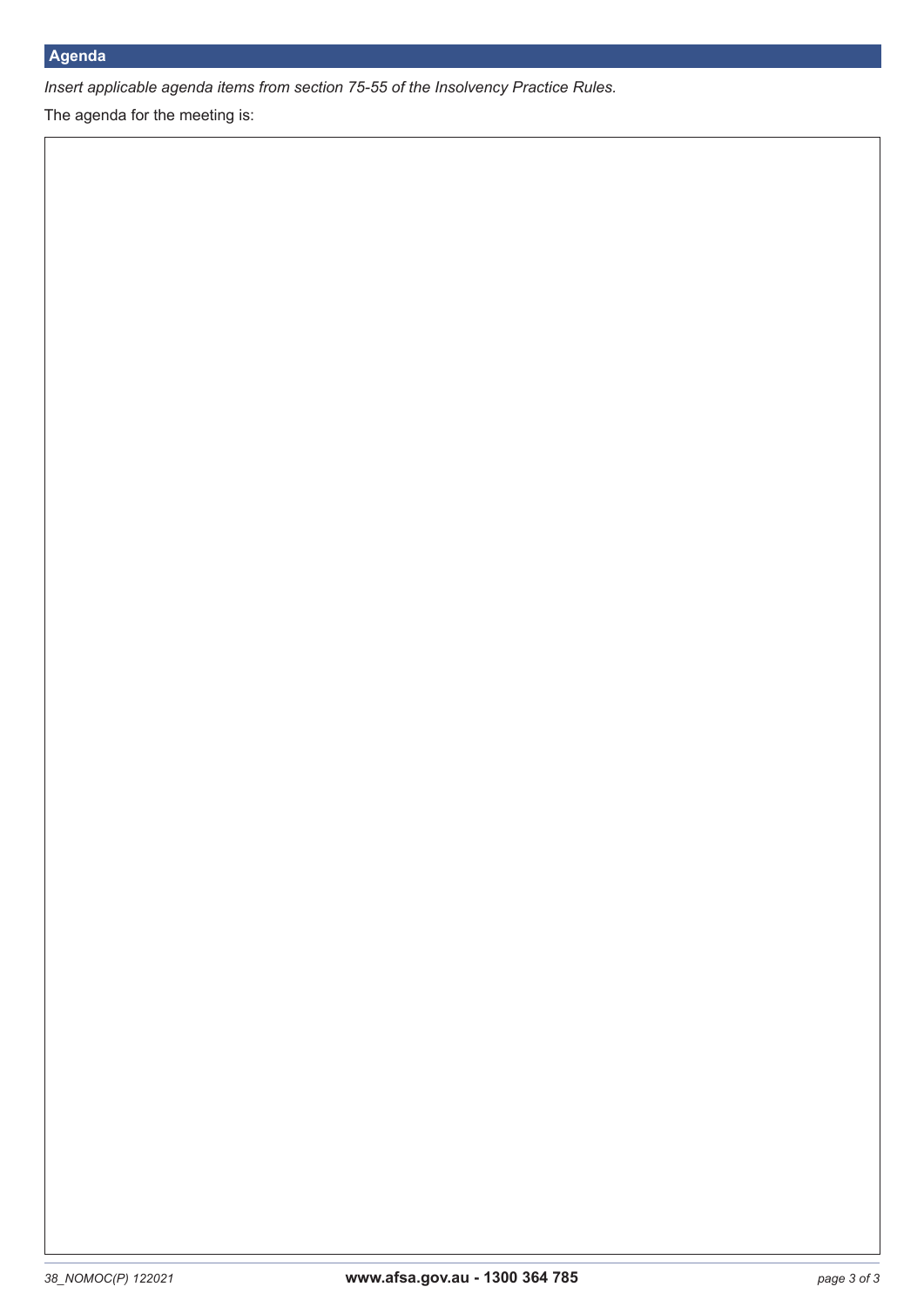## Agenda

*Insert applicable agenda items from section 75-55 of the Insolvency Practice Rules.*

The agenda for the meeting is: